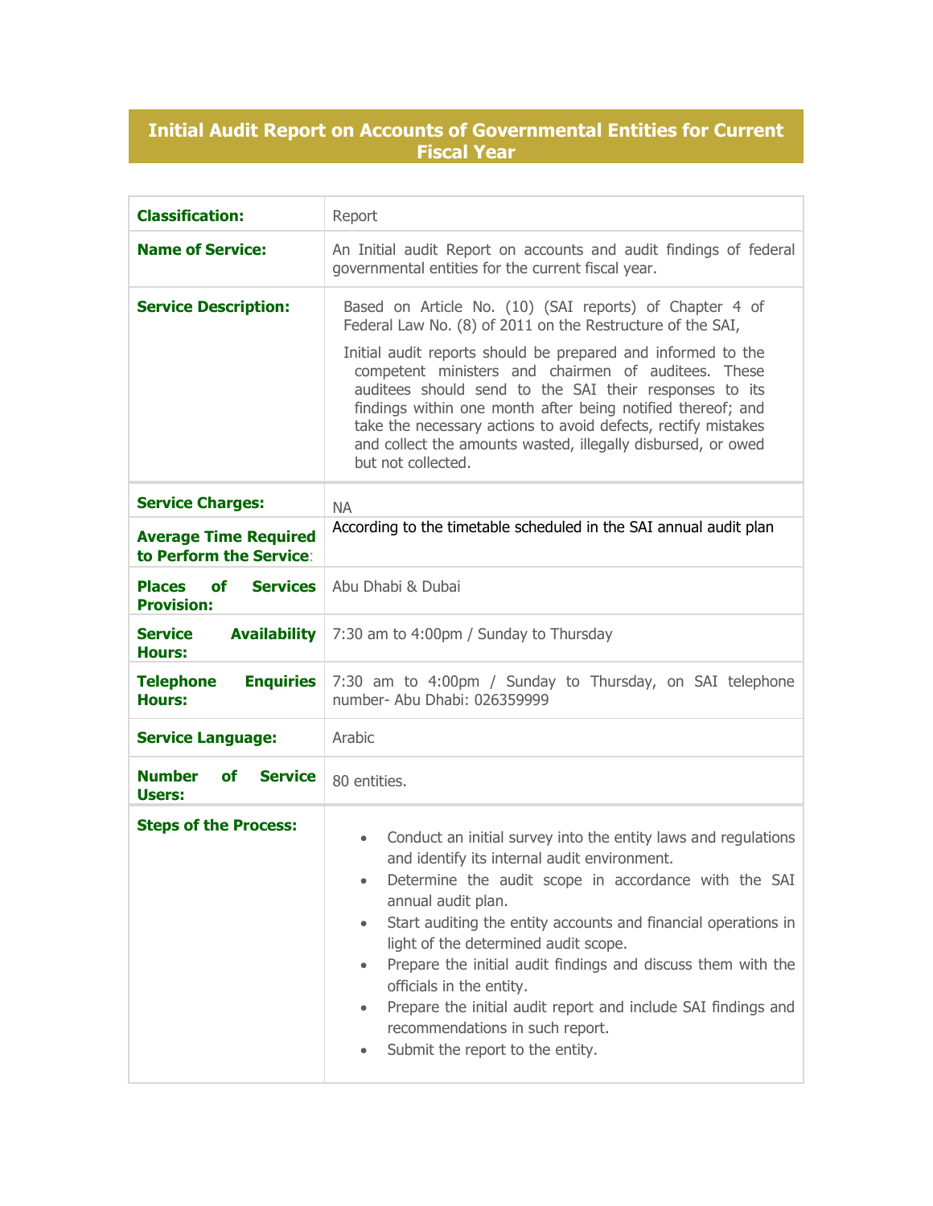# Initial Audit Report on Accounts of Governmental Entities for Current Fiscal Year

| | |
|---|---|
| **Classification:** | Report |
| **Name of Service:** | An Initial audit Report on accounts and audit findings of federal governmental entities for the current fiscal year. |
| **Service Description:** | Based on Article No. (10) (SAI reports) of Chapter 4 of Federal Law No. (8) of 2011 on the Restructure of the SAI,<br><br>Initial audit reports should be prepared and informed to the competent ministers and chairmen of auditees. These auditees should send to the SAI their responses to its findings within one month after being notified thereof; and take the necessary actions to avoid defects, rectify mistakes and collect the amounts wasted, illegally disbursed, or owed but not collected. |
| **Service Charges:** | NA |
| **Average Time Required to Perform the Service:** | According to the timetable scheduled in the SAI annual audit plan |
| **Places of Services Provision:** | Abu Dhabi & Dubai |
| **Service Availability Hours:** | 7:30 am to 4:00pm / Sunday to Thursday |
| **Telephone Enquiries Hours:** | 7:30 am to 4:00pm / Sunday to Thursday, on SAI telephone number- Abu Dhabi: 026359999 |
| **Service Language:** | Arabic |
| **Number of Service Users:** | 80 entities. |
| **Steps of the Process:** | • Conduct an initial survey into the entity laws and regulations and identify its internal audit environment.<br>• Determine the audit scope in accordance with the SAI annual audit plan.<br>• Start auditing the entity accounts and financial operations in light of the determined audit scope.<br>• Prepare the initial audit findings and discuss them with the officials in the entity.<br>• Prepare the initial audit report and include SAI findings and recommendations in such report.<br>• Submit the report to the entity. |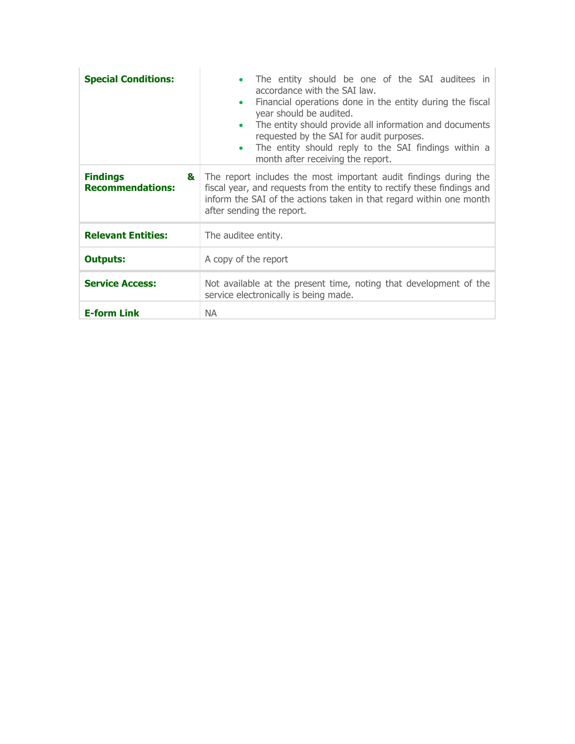| | |
|---|---|
| **Special Conditions:** | • The entity should be one of the SAI auditees in accordance with the SAI law.<br>• Financial operations done in the entity during the fiscal year should be audited.<br>• The entity should provide all information and documents requested by the SAI for audit purposes.<br>• The entity should reply to the SAI findings within a month after receiving the report. |
| **Findings & Recommendations:** | The report includes the most important audit findings during the fiscal year, and requests from the entity to rectify these findings and inform the SAI of the actions taken in that regard within one month after sending the report. |
| **Relevant Entities:** | The auditee entity. |
| **Outputs:** | A copy of the report |
| **Service Access:** | Not available at the present time, noting that development of the service electronically is being made. |
| **E-form Link** | NA |